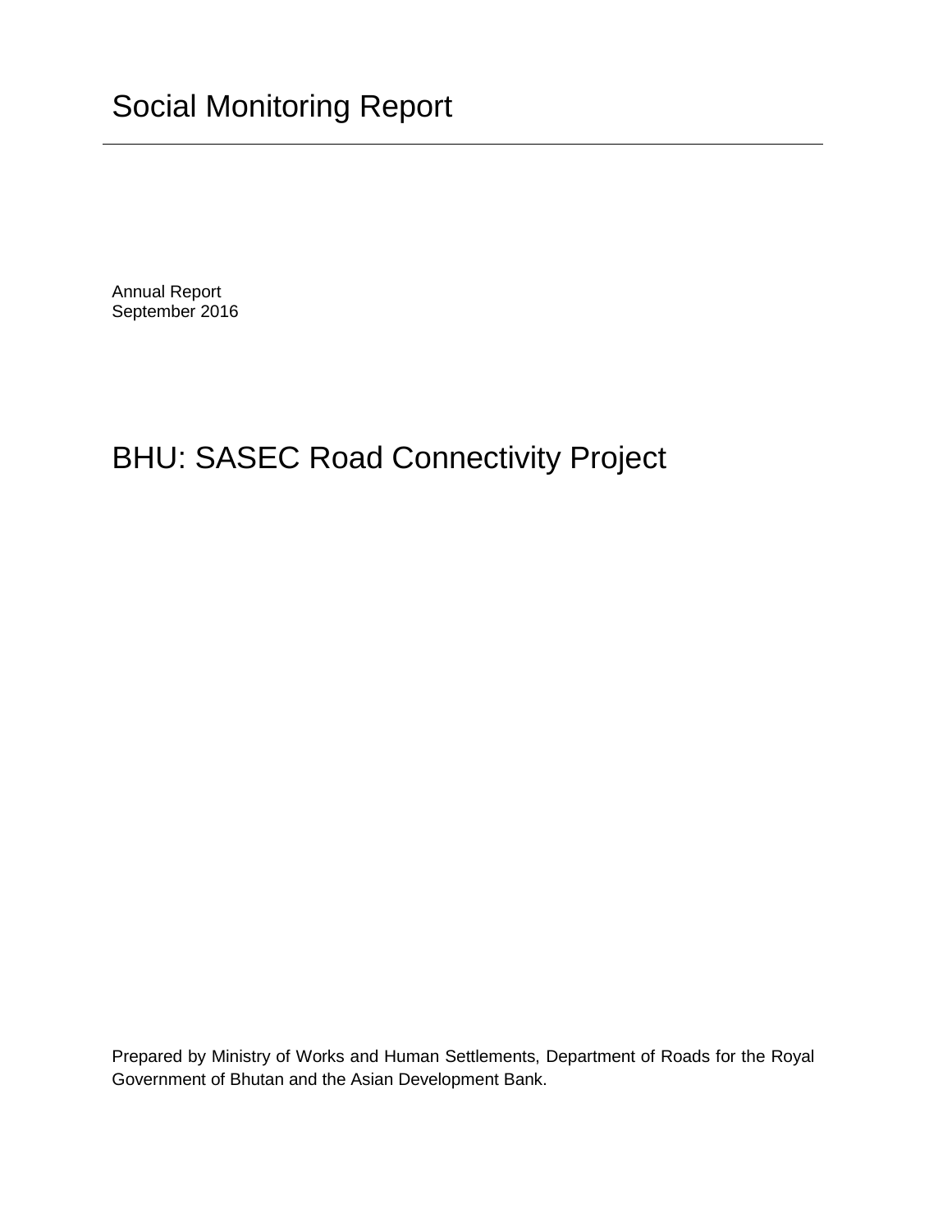# Social Monitoring Report

Annual Report
September 2016

# BHU: SASEC Road Connectivity Project

Prepared by Ministry of Works and Human Settlements, Department of Roads for the Royal Government of Bhutan and the Asian Development Bank.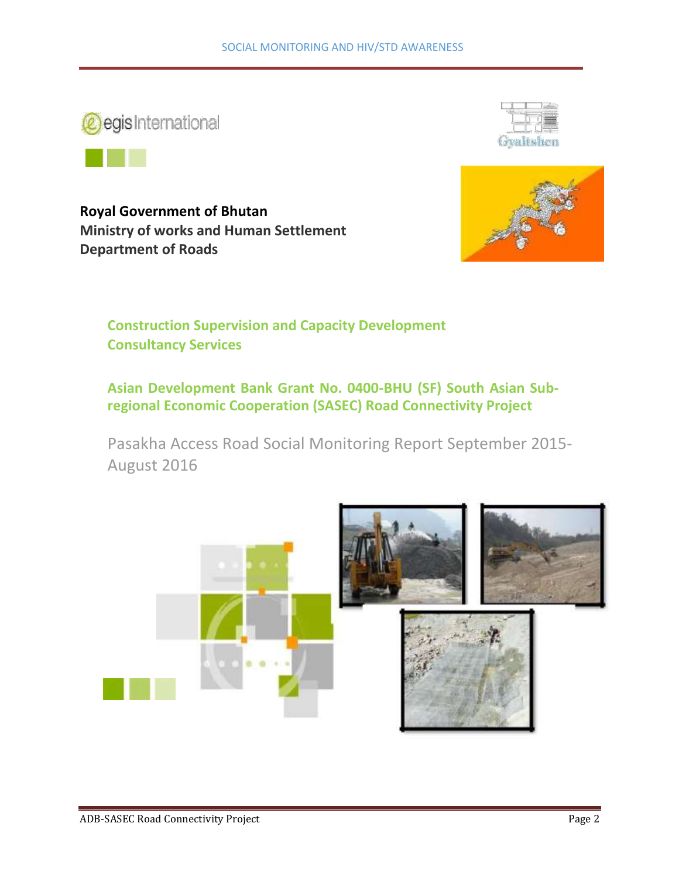**Royal Government of Bhutan**
**Ministry of works and Human Settlement**
**Department of Roads**

## Construction Supervision and Capacity Development Consultancy Services

## Asian Development Bank Grant No. 0400-BHU (SF) South Asian Sub-regional Economic Cooperation (SASEC) Road Connectivity Project

Pasakha Access Road Social Monitoring Report September 2015-August 2016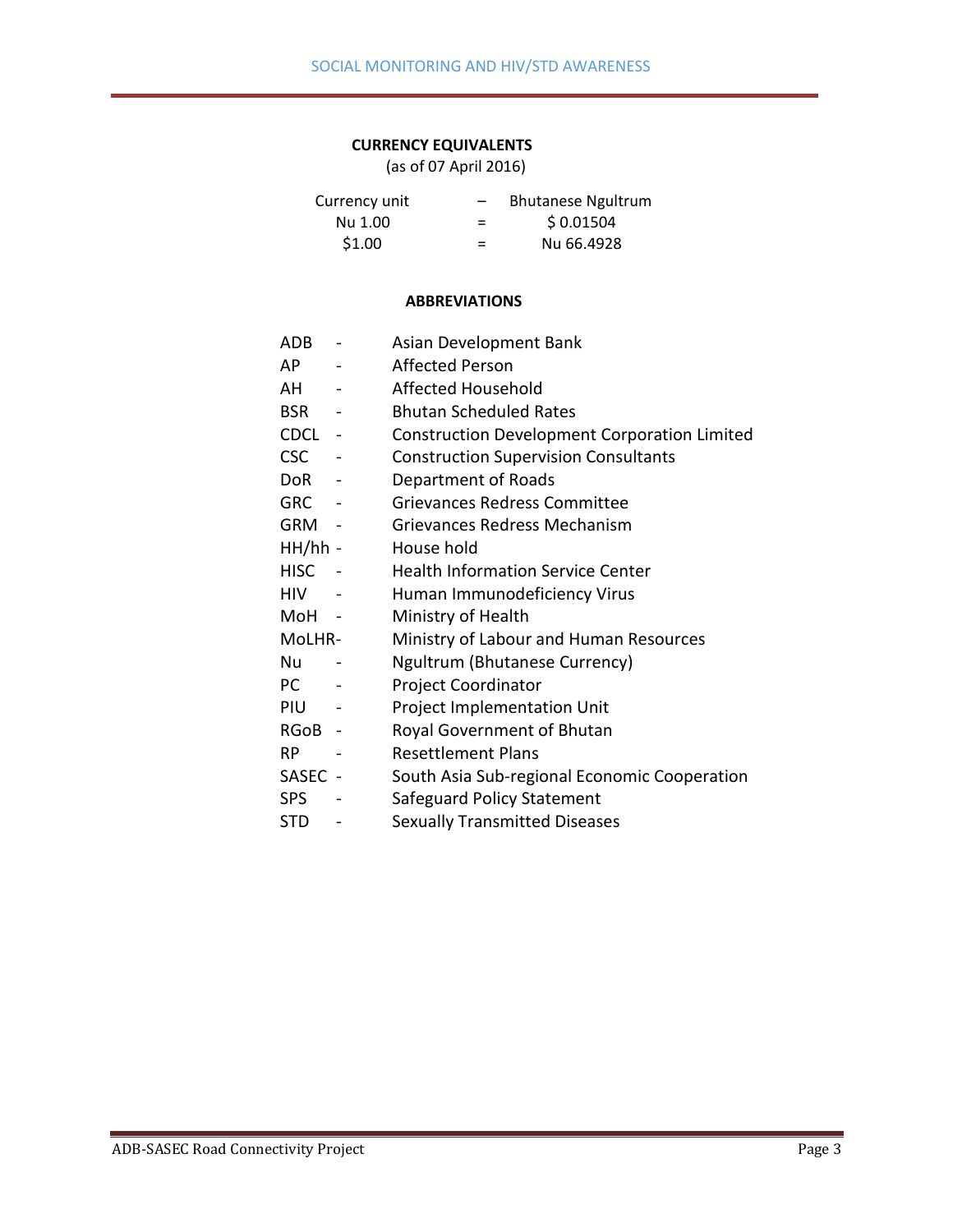**CURRENCY EQUIVALENTS**

(as of 07 April 2016)

| Currency unit | – | Bhutanese Ngultrum |
|---|---|---|
| Nu 1.00 | = | $ 0.01504 |
| $1.00 | = | Nu 66.4928 |

**ABBREVIATIONS**

| | | |
|---|---|---|
| ADB | - | Asian Development Bank |
| AP | - | Affected Person |
| AH | - | Affected Household |
| BSR | - | Bhutan Scheduled Rates |
| CDCL | - | Construction Development Corporation Limited |
| CSC | - | Construction Supervision Consultants |
| DoR | - | Department of Roads |
| GRC | - | Grievances Redress Committee |
| GRM | - | Grievances Redress Mechanism |
| HH/hh | - | House hold |
| HISC | - | Health Information Service Center |
| HIV | - | Human Immunodeficiency Virus |
| MoH | - | Ministry of Health |
| MoLHR | - | Ministry of Labour and Human Resources |
| Nu | - | Ngultrum (Bhutanese Currency) |
| PC | - | Project Coordinator |
| PIU | - | Project Implementation Unit |
| RGoB | - | Royal Government of Bhutan |
| RP | - | Resettlement Plans |
| SASEC | - | South Asia Sub-regional Economic Cooperation |
| SPS | - | Safeguard Policy Statement |
| STD | - | Sexually Transmitted Diseases |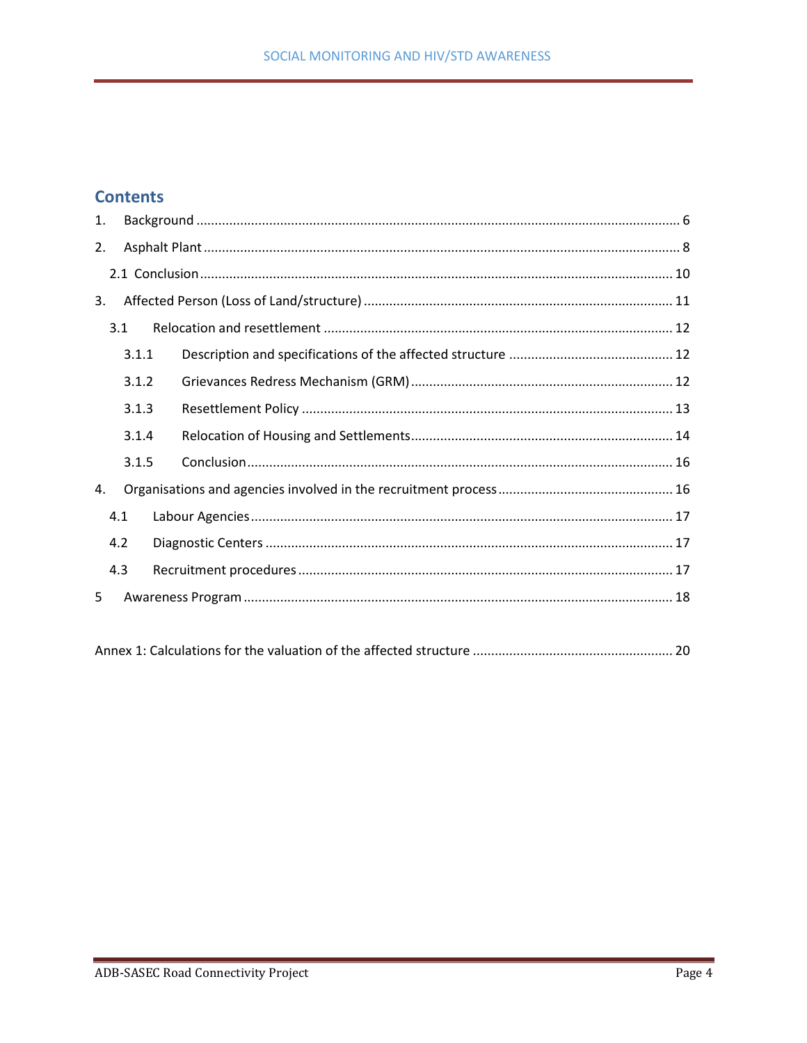# Contents

1. Background ........................................................................................................................ 6
2. Asphalt Plant ...................................................................................................................... 8
   - 2.1 Conclusion .................................................................................................................. 10
3. Affected Person (Loss of Land/structure) ........................................................................ 11
   - 3.1 Relocation and resettlement ..................................................................................... 12
     - 3.1.1 Description and specifications of the affected structure ..................................... 12
     - 3.1.2 Grievances Redress Mechanism (GRM) ................................................................ 12
     - 3.1.3 Resettlement Policy .............................................................................................. 13
     - 3.1.4 Relocation of Housing and Settlements ................................................................ 14
     - 3.1.5 Conclusion ............................................................................................................ 16
4. Organisations and agencies involved in the recruitment process ..................................... 16
   - 4.1 Labour Agencies ......................................................................................................... 17
   - 4.2 Diagnostic Centers ..................................................................................................... 17
   - 4.3 Recruitment procedures ............................................................................................ 17
5. Awareness Program ........................................................................................................... 18

Annex 1: Calculations for the valuation of the affected structure ........................................ 20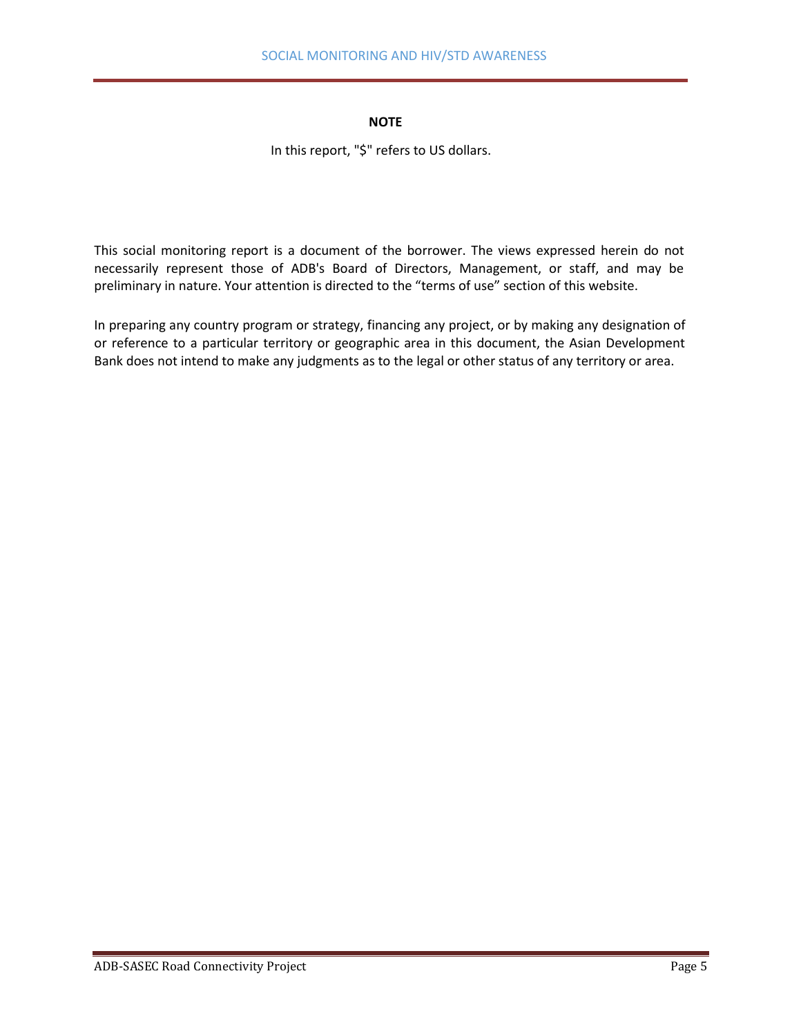**NOTE**

In this report, "$" refers to US dollars.

This social monitoring report is a document of the borrower. The views expressed herein do not necessarily represent those of ADB's Board of Directors, Management, or staff, and may be preliminary in nature. Your attention is directed to the "terms of use" section of this website.

In preparing any country program or strategy, financing any project, or by making any designation of or reference to a particular territory or geographic area in this document, the Asian Development Bank does not intend to make any judgments as to the legal or other status of any territory or area.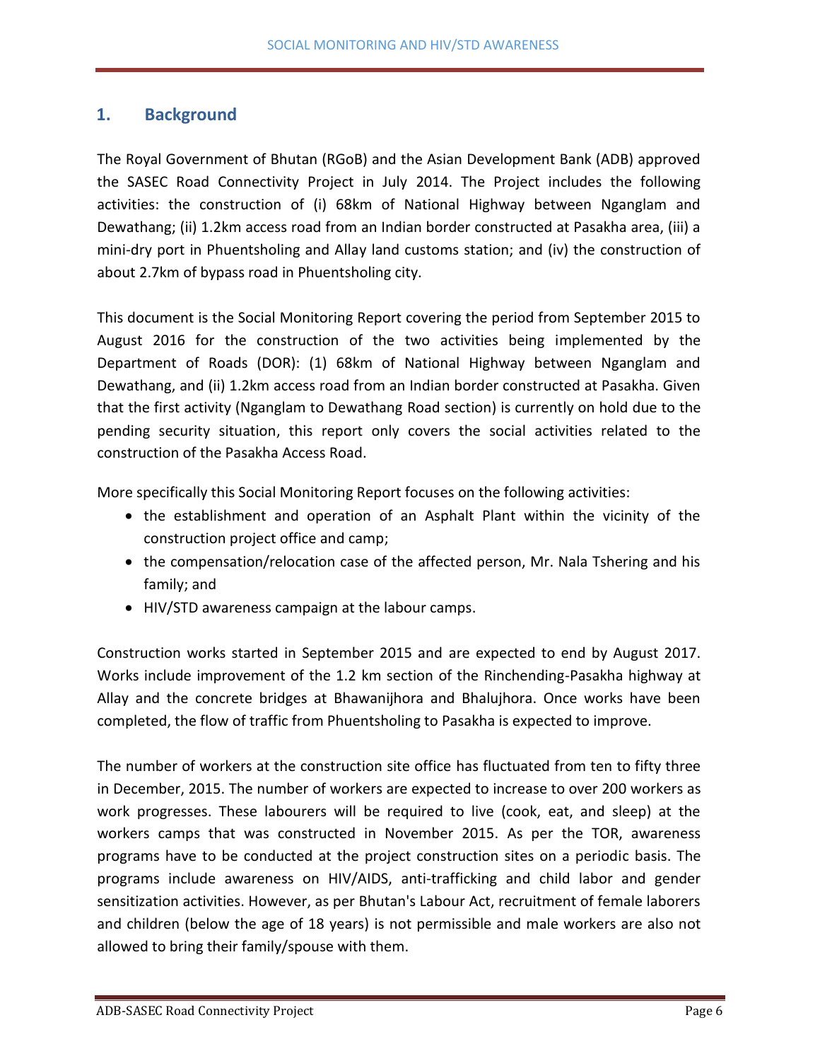## 1. Background

The Royal Government of Bhutan (RGoB) and the Asian Development Bank (ADB) approved the SASEC Road Connectivity Project in July 2014. The Project includes the following activities: the construction of (i) 68km of National Highway between Nganglam and Dewathang; (ii) 1.2km access road from an Indian border constructed at Pasakha area, (iii) a mini-dry port in Phuentsholing and Allay land customs station; and (iv) the construction of about 2.7km of bypass road in Phuentsholing city.

This document is the Social Monitoring Report covering the period from September 2015 to August 2016 for the construction of the two activities being implemented by the Department of Roads (DOR): (1) 68km of National Highway between Nganglam and Dewathang, and (ii) 1.2km access road from an Indian border constructed at Pasakha. Given that the first activity (Nganglam to Dewathang Road section) is currently on hold due to the pending security situation, this report only covers the social activities related to the construction of the Pasakha Access Road.

More specifically this Social Monitoring Report focuses on the following activities:

- the establishment and operation of an Asphalt Plant within the vicinity of the construction project office and camp;
- the compensation/relocation case of the affected person, Mr. Nala Tshering and his family; and
- HIV/STD awareness campaign at the labour camps.

Construction works started in September 2015 and are expected to end by August 2017. Works include improvement of the 1.2 km section of the Rinchending-Pasakha highway at Allay and the concrete bridges at Bhawanijhora and Bhalujhora. Once works have been completed, the flow of traffic from Phuentsholing to Pasakha is expected to improve.

The number of workers at the construction site office has fluctuated from ten to fifty three in December, 2015. The number of workers are expected to increase to over 200 workers as work progresses. These labourers will be required to live (cook, eat, and sleep) at the workers camps that was constructed in November 2015. As per the TOR, awareness programs have to be conducted at the project construction sites on a periodic basis. The programs include awareness on HIV/AIDS, anti-trafficking and child labor and gender sensitization activities. However, as per Bhutan's Labour Act, recruitment of female laborers and children (below the age of 18 years) is not permissible and male workers are also not allowed to bring their family/spouse with them.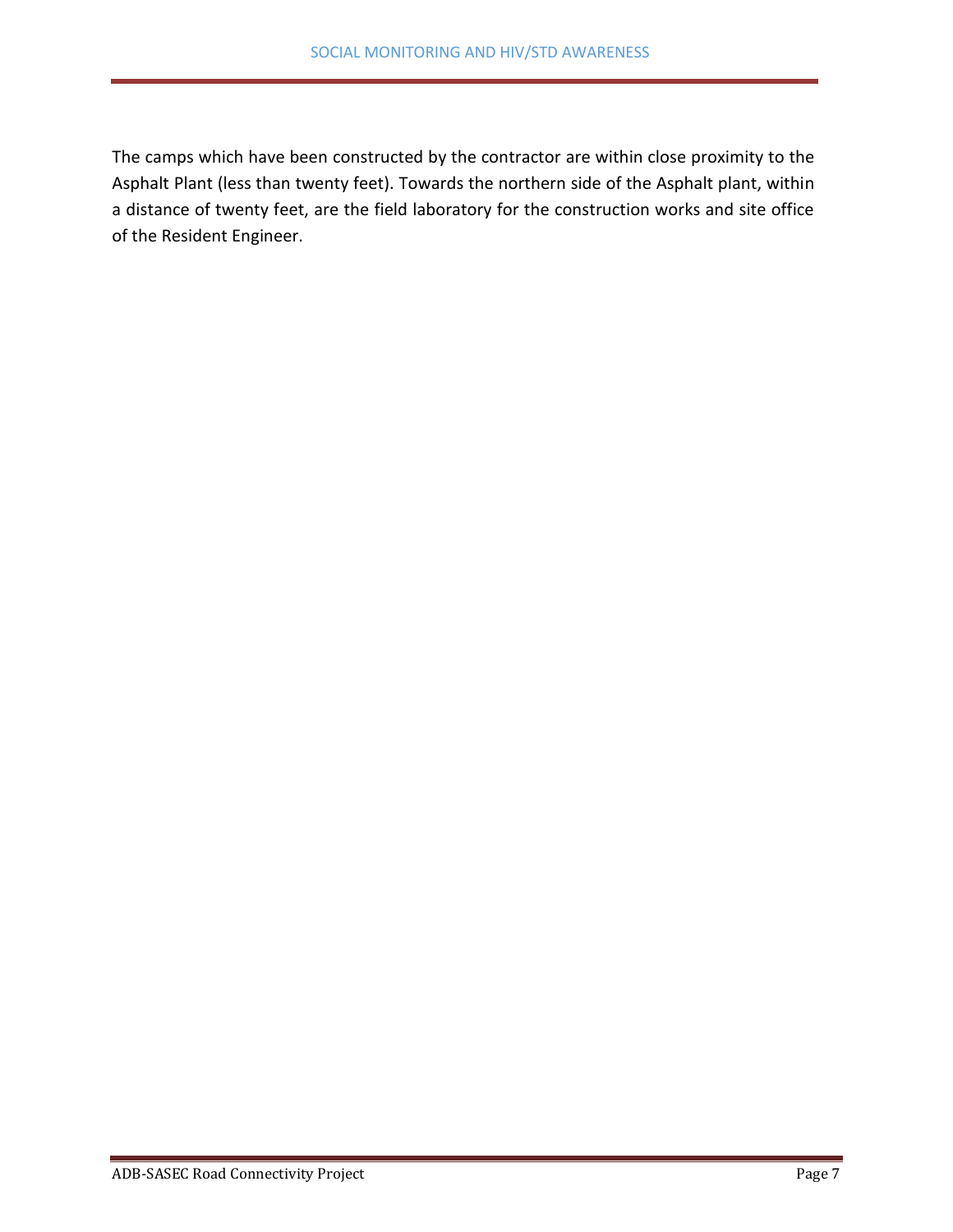The camps which have been constructed by the contractor are within close proximity to the Asphalt Plant (less than twenty feet). Towards the northern side of the Asphalt plant, within a distance of twenty feet, are the field laboratory for the construction works and site office of the Resident Engineer.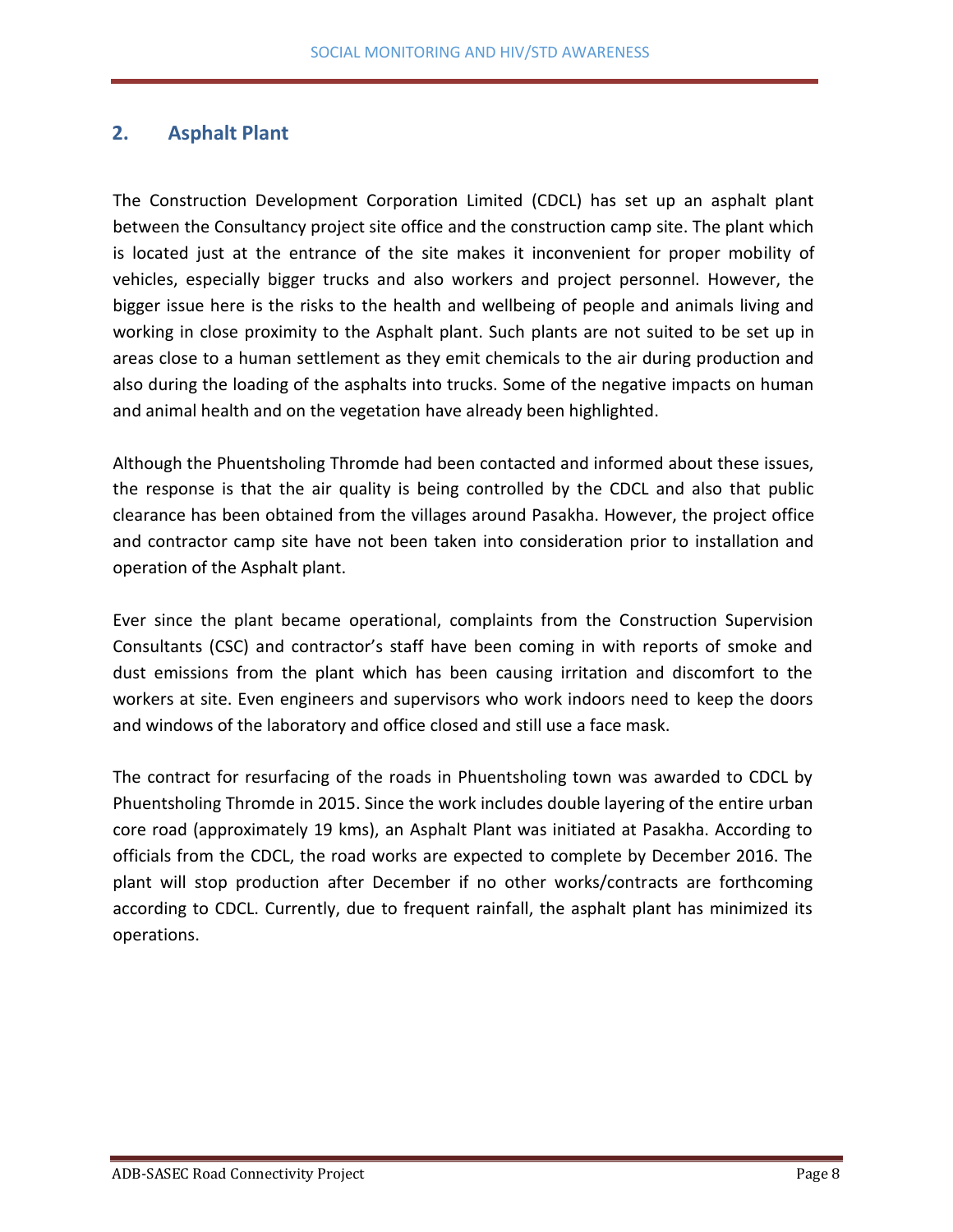## 2. Asphalt Plant

The Construction Development Corporation Limited (CDCL) has set up an asphalt plant between the Consultancy project site office and the construction camp site. The plant which is located just at the entrance of the site makes it inconvenient for proper mobility of vehicles, especially bigger trucks and also workers and project personnel. However, the bigger issue here is the risks to the health and wellbeing of people and animals living and working in close proximity to the Asphalt plant. Such plants are not suited to be set up in areas close to a human settlement as they emit chemicals to the air during production and also during the loading of the asphalts into trucks. Some of the negative impacts on human and animal health and on the vegetation have already been highlighted.

Although the Phuentsholing Thromde had been contacted and informed about these issues, the response is that the air quality is being controlled by the CDCL and also that public clearance has been obtained from the villages around Pasakha. However, the project office and contractor camp site have not been taken into consideration prior to installation and operation of the Asphalt plant.

Ever since the plant became operational, complaints from the Construction Supervision Consultants (CSC) and contractor's staff have been coming in with reports of smoke and dust emissions from the plant which has been causing irritation and discomfort to the workers at site. Even engineers and supervisors who work indoors need to keep the doors and windows of the laboratory and office closed and still use a face mask.

The contract for resurfacing of the roads in Phuentsholing town was awarded to CDCL by Phuentsholing Thromde in 2015. Since the work includes double layering of the entire urban core road (approximately 19 kms), an Asphalt Plant was initiated at Pasakha. According to officials from the CDCL, the road works are expected to complete by December 2016. The plant will stop production after December if no other works/contracts are forthcoming according to CDCL. Currently, due to frequent rainfall, the asphalt plant has minimized its operations.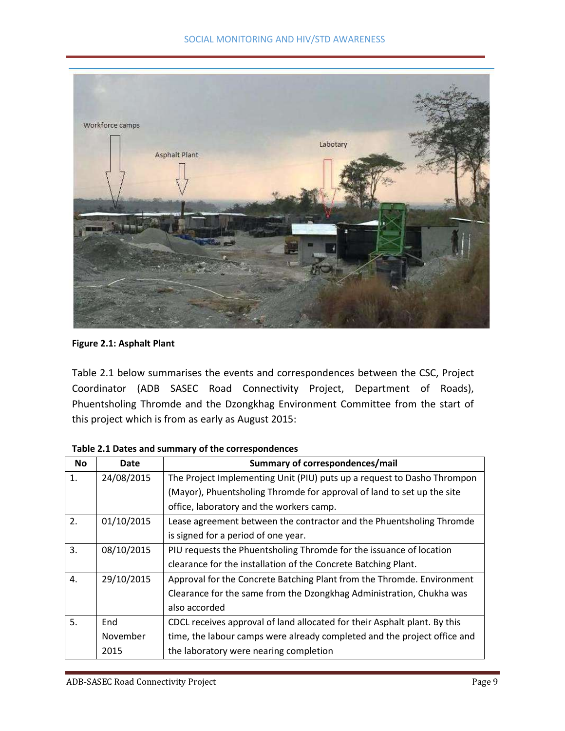**Figure 2.1: Asphalt Plant**

Table 2.1 below summarises the events and correspondences between the CSC, Project Coordinator (ADB SASEC Road Connectivity Project, Department of Roads), Phuentsholing Thromde and the Dzongkhag Environment Committee from the start of this project which is from as early as August 2015:

**Table 2.1 Dates and summary of the correspondences**

| No | Date | Summary of correspondences/mail |
|---|---|---|
| 1. | 24/08/2015 | The Project Implementing Unit (PIU) puts up a request to Dasho Thrompon (Mayor), Phuentsholing Thromde for approval of land to set up the site office, laboratory and the workers camp. |
| 2. | 01/10/2015 | Lease agreement between the contractor and the Phuentsholing Thromde is signed for a period of one year. |
| 3. | 08/10/2015 | PIU requests the Phuentsholing Thromde for the issuance of location clearance for the installation of the Concrete Batching Plant. |
| 4. | 29/10/2015 | Approval for the Concrete Batching Plant from the Thromde. Environment Clearance for the same from the Dzongkhag Administration, Chukha was also accorded |
| 5. | End November 2015 | CDCL receives approval of land allocated for their Asphalt plant. By this time, the labour camps were already completed and the project office and the laboratory were nearing completion |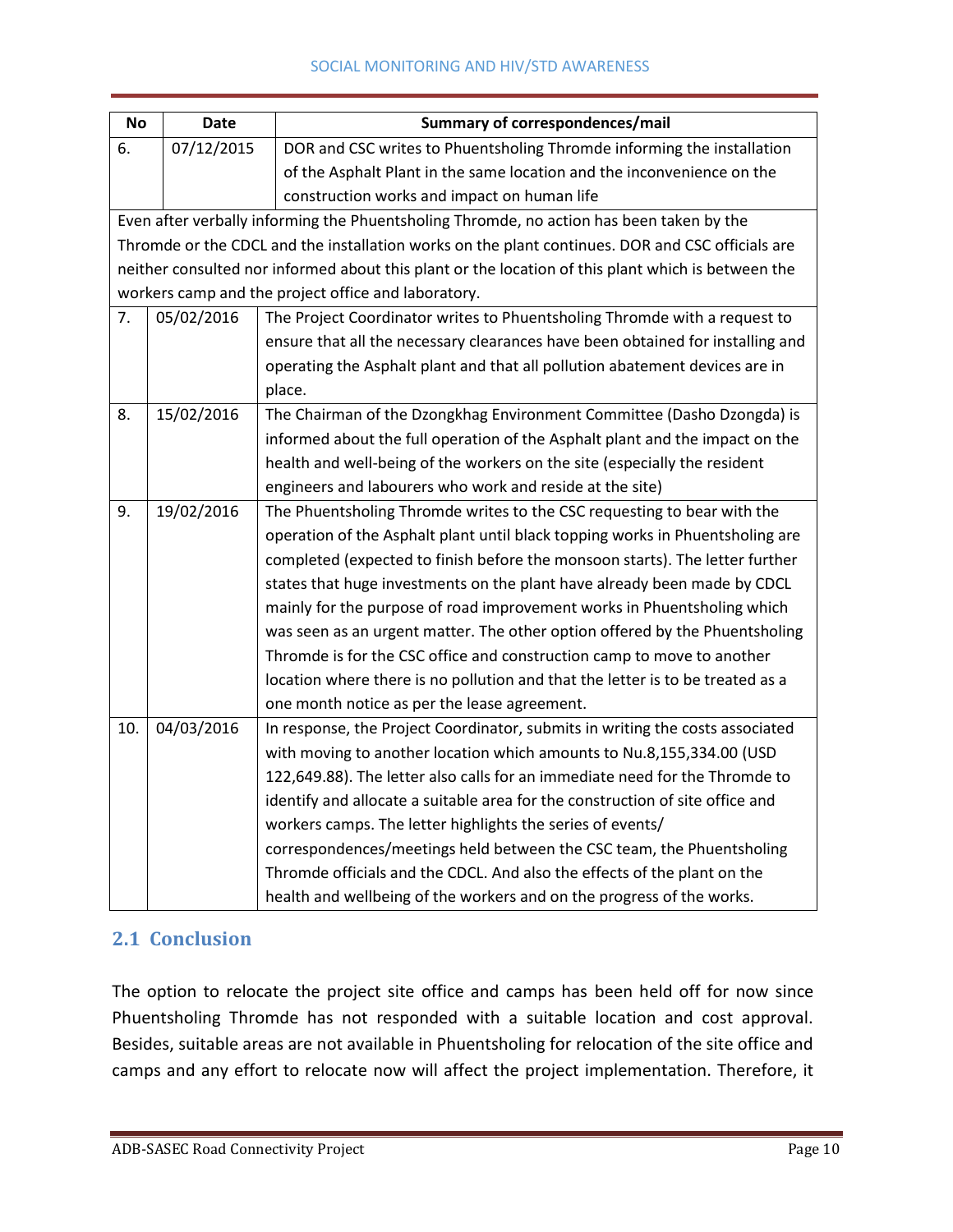| No | Date | Summary of correspondences/mail |
|---|---|---|
| 6. | 07/12/2015 | DOR and CSC writes to Phuentsholing Thromde informing the installation of the Asphalt Plant in the same location and the inconvenience on the construction works and impact on human life |
| Even after verbally informing the Phuentsholing Thromde, no action has been taken by the Thromde or the CDCL and the installation works on the plant continues. DOR and CSC officials are neither consulted nor informed about this plant or the location of this plant which is between the workers camp and the project office and laboratory. | | |
| 7. | 05/02/2016 | The Project Coordinator writes to Phuentsholing Thromde with a request to ensure that all the necessary clearances have been obtained for installing and operating the Asphalt plant and that all pollution abatement devices are in place. |
| 8. | 15/02/2016 | The Chairman of the Dzongkhag Environment Committee (Dasho Dzongda) is informed about the full operation of the Asphalt plant and the impact on the health and well-being of the workers on the site (especially the resident engineers and labourers who work and reside at the site) |
| 9. | 19/02/2016 | The Phuentsholing Thromde writes to the CSC requesting to bear with the operation of the Asphalt plant until black topping works in Phuentsholing are completed (expected to finish before the monsoon starts). The letter further states that huge investments on the plant have already been made by CDCL mainly for the purpose of road improvement works in Phuentsholing which was seen as an urgent matter. The other option offered by the Phuentsholing Thromde is for the CSC office and construction camp to move to another location where there is no pollution and that the letter is to be treated as a one month notice as per the lease agreement. |
| 10. | 04/03/2016 | In response, the Project Coordinator, submits in writing the costs associated with moving to another location which amounts to Nu.8,155,334.00 (USD 122,649.88). The letter also calls for an immediate need for the Thromde to identify and allocate a suitable area for the construction of site office and workers camps. The letter highlights the series of events/ correspondences/meetings held between the CSC team, the Phuentsholing Thromde officials and the CDCL. And also the effects of the plant on the health and wellbeing of the workers and on the progress of the works. |

## 2.1 Conclusion

The option to relocate the project site office and camps has been held off for now since Phuentsholing Thromde has not responded with a suitable location and cost approval. Besides, suitable areas are not available in Phuentsholing for relocation of the site office and camps and any effort to relocate now will affect the project implementation. Therefore, it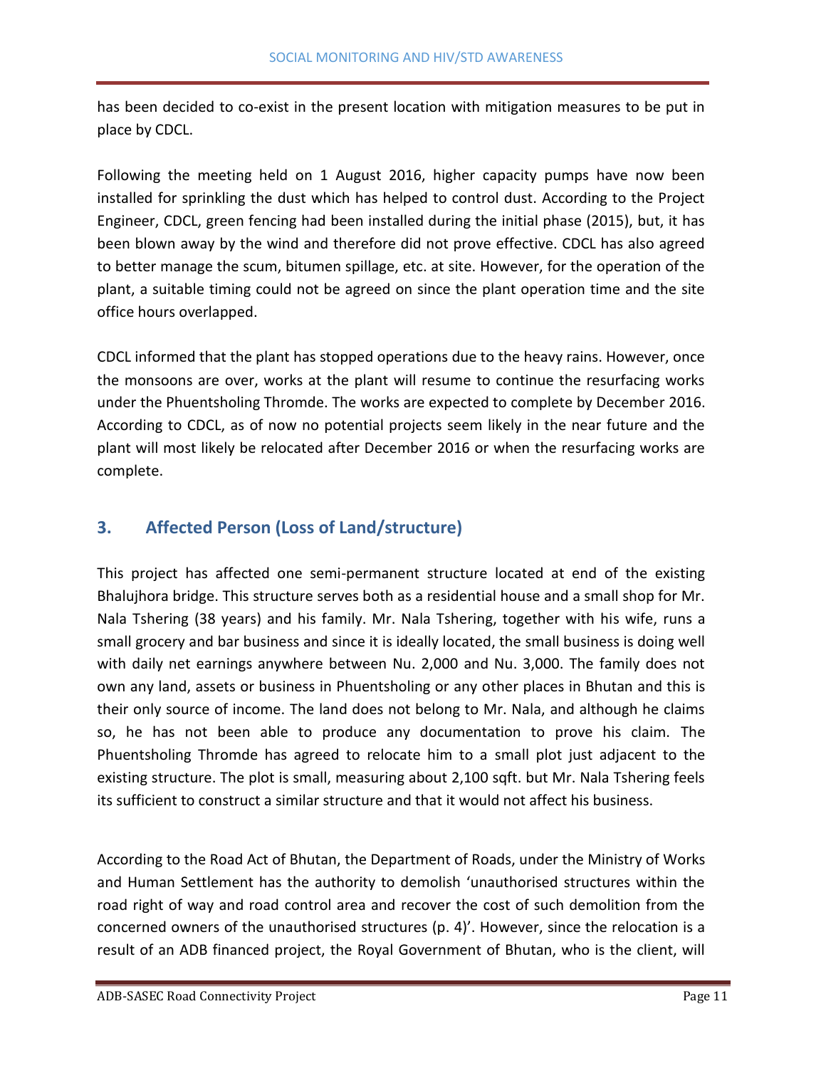has been decided to co-exist in the present location with mitigation measures to be put in place by CDCL.

Following the meeting held on 1 August 2016, higher capacity pumps have now been installed for sprinkling the dust which has helped to control dust. According to the Project Engineer, CDCL, green fencing had been installed during the initial phase (2015), but, it has been blown away by the wind and therefore did not prove effective. CDCL has also agreed to better manage the scum, bitumen spillage, etc. at site. However, for the operation of the plant, a suitable timing could not be agreed on since the plant operation time and the site office hours overlapped.

CDCL informed that the plant has stopped operations due to the heavy rains. However, once the monsoons are over, works at the plant will resume to continue the resurfacing works under the Phuentsholing Thromde. The works are expected to complete by December 2016. According to CDCL, as of now no potential projects seem likely in the near future and the plant will most likely be relocated after December 2016 or when the resurfacing works are complete.

## 3. Affected Person (Loss of Land/structure)

This project has affected one semi-permanent structure located at end of the existing Bhalujhora bridge. This structure serves both as a residential house and a small shop for Mr. Nala Tshering (38 years) and his family. Mr. Nala Tshering, together with his wife, runs a small grocery and bar business and since it is ideally located, the small business is doing well with daily net earnings anywhere between Nu. 2,000 and Nu. 3,000. The family does not own any land, assets or business in Phuentsholing or any other places in Bhutan and this is their only source of income. The land does not belong to Mr. Nala, and although he claims so, he has not been able to produce any documentation to prove his claim. The Phuentsholing Thromde has agreed to relocate him to a small plot just adjacent to the existing structure. The plot is small, measuring about 2,100 sqft. but Mr. Nala Tshering feels its sufficient to construct a similar structure and that it would not affect his business.

According to the Road Act of Bhutan, the Department of Roads, under the Ministry of Works and Human Settlement has the authority to demolish 'unauthorised structures within the road right of way and road control area and recover the cost of such demolition from the concerned owners of the unauthorised structures (p. 4)'. However, since the relocation is a result of an ADB financed project, the Royal Government of Bhutan, who is the client, will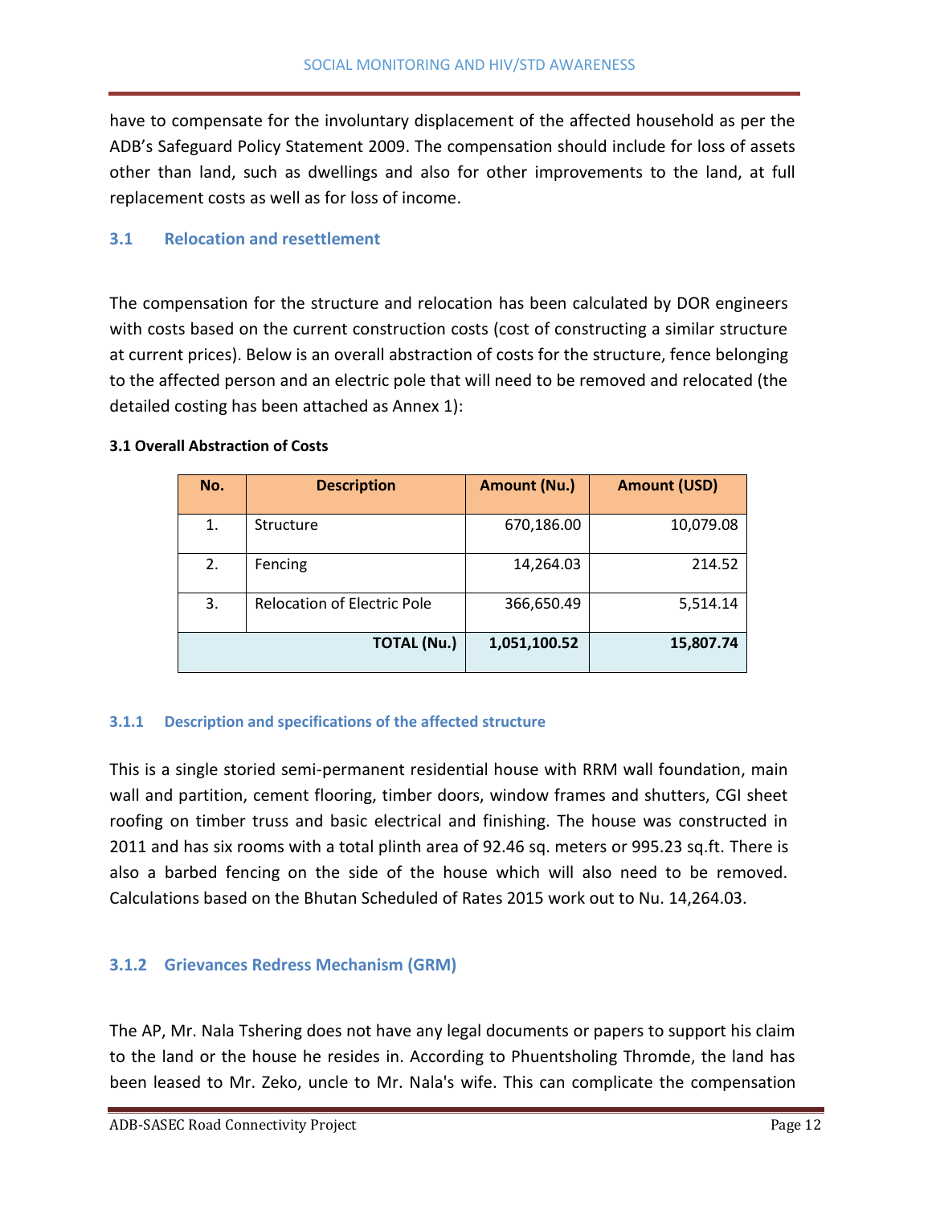have to compensate for the involuntary displacement of the affected household as per the ADB's Safeguard Policy Statement 2009. The compensation should include for loss of assets other than land, such as dwellings and also for other improvements to the land, at full replacement costs as well as for loss of income.

## 3.1 Relocation and resettlement

The compensation for the structure and relocation has been calculated by DOR engineers with costs based on the current construction costs (cost of constructing a similar structure at current prices). Below is an overall abstraction of costs for the structure, fence belonging to the affected person and an electric pole that will need to be removed and relocated (the detailed costing has been attached as Annex 1):

**3.1 Overall Abstraction of Costs**

| No. | Description | Amount (Nu.) | Amount (USD) |
|---|---|---|---|
| 1. | Structure | 670,186.00 | 10,079.08 |
| 2. | Fencing | 14,264.03 | 214.52 |
| 3. | Relocation of Electric Pole | 366,650.49 | 5,514.14 |
| | **TOTAL (Nu.)** | **1,051,100.52** | **15,807.74** |

### 3.1.1 Description and specifications of the affected structure

This is a single storied semi-permanent residential house with RRM wall foundation, main wall and partition, cement flooring, timber doors, window frames and shutters, CGI sheet roofing on timber truss and basic electrical and finishing. The house was constructed in 2011 and has six rooms with a total plinth area of 92.46 sq. meters or 995.23 sq.ft. There is also a barbed fencing on the side of the house which will also need to be removed. Calculations based on the Bhutan Scheduled of Rates 2015 work out to Nu. 14,264.03.

### 3.1.2 Grievances Redress Mechanism (GRM)

The AP, Mr. Nala Tshering does not have any legal documents or papers to support his claim to the land or the house he resides in. According to Phuentsholing Thromde, the land has been leased to Mr. Zeko, uncle to Mr. Nala's wife. This can complicate the compensation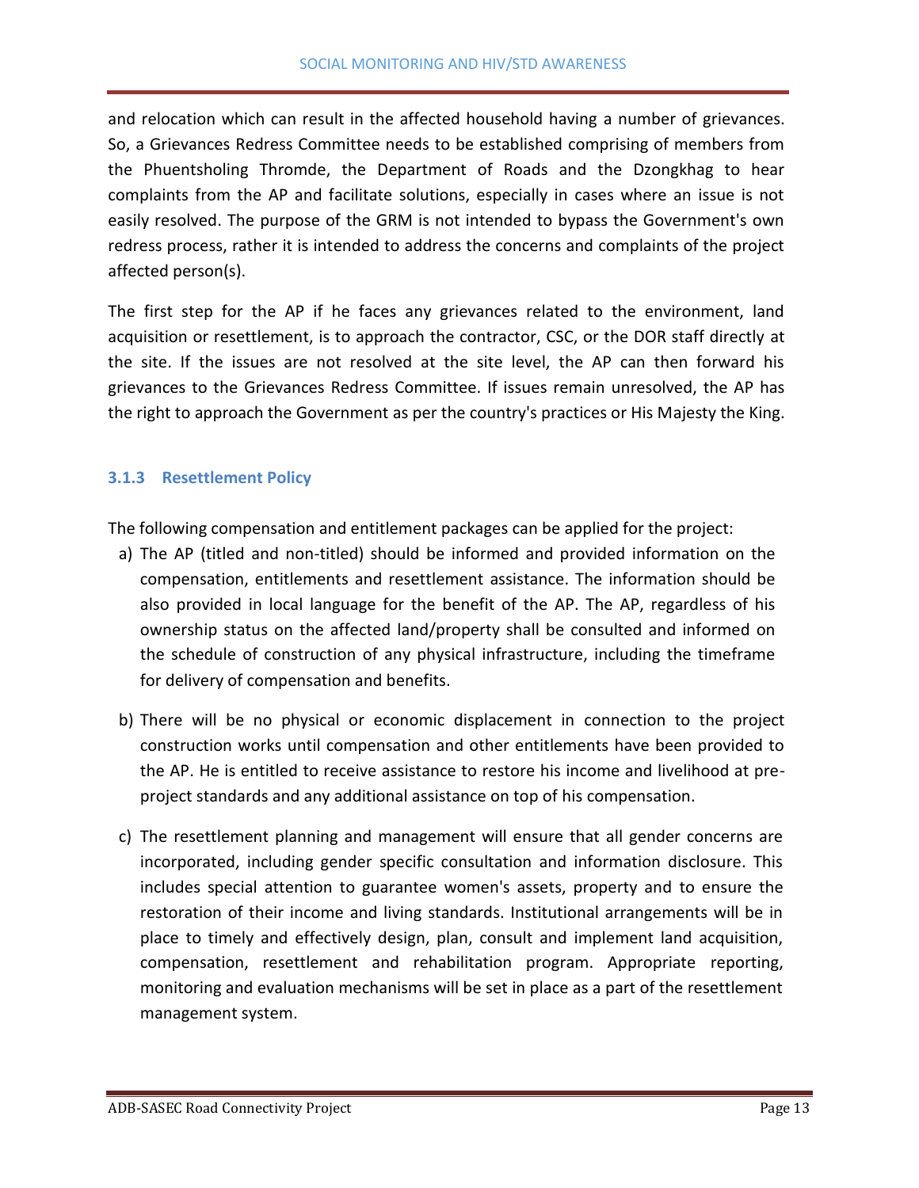and relocation which can result in the affected household having a number of grievances. So, a Grievances Redress Committee needs to be established comprising of members from the Phuentsholing Thromde, the Department of Roads and the Dzongkhag to hear complaints from the AP and facilitate solutions, especially in cases where an issue is not easily resolved. The purpose of the GRM is not intended to bypass the Government's own redress process, rather it is intended to address the concerns and complaints of the project affected person(s).

The first step for the AP if he faces any grievances related to the environment, land acquisition or resettlement, is to approach the contractor, CSC, or the DOR staff directly at the site. If the issues are not resolved at the site level, the AP can then forward his grievances to the Grievances Redress Committee. If issues remain unresolved, the AP has the right to approach the Government as per the country's practices or His Majesty the King.

### 3.1.3 Resettlement Policy

The following compensation and entitlement packages can be applied for the project:

a) The AP (titled and non-titled) should be informed and provided information on the compensation, entitlements and resettlement assistance. The information should be also provided in local language for the benefit of the AP. The AP, regardless of his ownership status on the affected land/property shall be consulted and informed on the schedule of construction of any physical infrastructure, including the timeframe for delivery of compensation and benefits.

b) There will be no physical or economic displacement in connection to the project construction works until compensation and other entitlements have been provided to the AP. He is entitled to receive assistance to restore his income and livelihood at pre-project standards and any additional assistance on top of his compensation.

c) The resettlement planning and management will ensure that all gender concerns are incorporated, including gender specific consultation and information disclosure. This includes special attention to guarantee women's assets, property and to ensure the restoration of their income and living standards. Institutional arrangements will be in place to timely and effectively design, plan, consult and implement land acquisition, compensation, resettlement and rehabilitation program. Appropriate reporting, monitoring and evaluation mechanisms will be set in place as a part of the resettlement management system.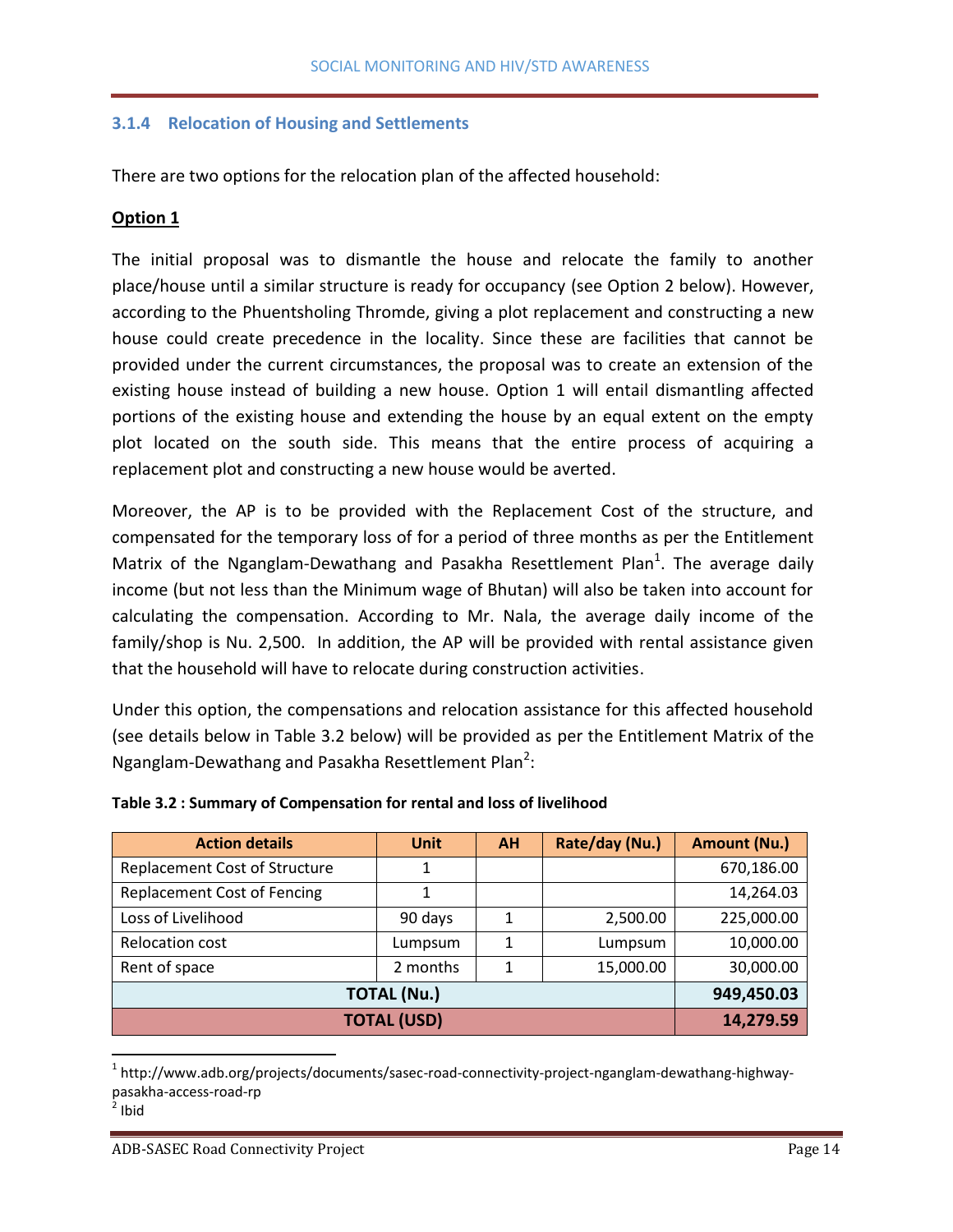### 3.1.4 Relocation of Housing and Settlements

There are two options for the relocation plan of the affected household:

**Option 1**

The initial proposal was to dismantle the house and relocate the family to another place/house until a similar structure is ready for occupancy (see Option 2 below). However, according to the Phuentsholing Thromde, giving a plot replacement and constructing a new house could create precedence in the locality. Since these are facilities that cannot be provided under the current circumstances, the proposal was to create an extension of the existing house instead of building a new house. Option 1 will entail dismantling affected portions of the existing house and extending the house by an equal extent on the empty plot located on the south side. This means that the entire process of acquiring a replacement plot and constructing a new house would be averted.

Moreover, the AP is to be provided with the Replacement Cost of the structure, and compensated for the temporary loss of for a period of three months as per the Entitlement Matrix of the Nganglam-Dewathang and Pasakha Resettlement Plan[1]. The average daily income (but not less than the Minimum wage of Bhutan) will also be taken into account for calculating the compensation. According to Mr. Nala, the average daily income of the family/shop is Nu. 2,500. In addition, the AP will be provided with rental assistance given that the household will have to relocate during construction activities.

Under this option, the compensations and relocation assistance for this affected household (see details below in Table 3.2 below) will be provided as per the Entitlement Matrix of the Nganglam-Dewathang and Pasakha Resettlement Plan[2]:

**Table 3.2 : Summary of Compensation for rental and loss of livelihood**

| Action details | Unit | AH | Rate/day (Nu.) | Amount (Nu.) |
|---|---|---|---|---|
| Replacement Cost of Structure | 1 | | | 670,186.00 |
| Replacement Cost of Fencing | 1 | | | 14,264.03 |
| Loss of Livelihood | 90 days | 1 | 2,500.00 | 225,000.00 |
| Relocation cost | Lumpsum | 1 | Lumpsum | 10,000.00 |
| Rent of space | 2 months | 1 | 15,000.00 | 30,000.00 |
| **TOTAL (Nu.)** | | | | **949,450.03** |
| **TOTAL (USD)** | | | | **14,279.59** |

[1] http://www.adb.org/projects/documents/sasec-road-connectivity-project-nganglam-dewathang-highway-pasakha-access-road-rp

[2] Ibid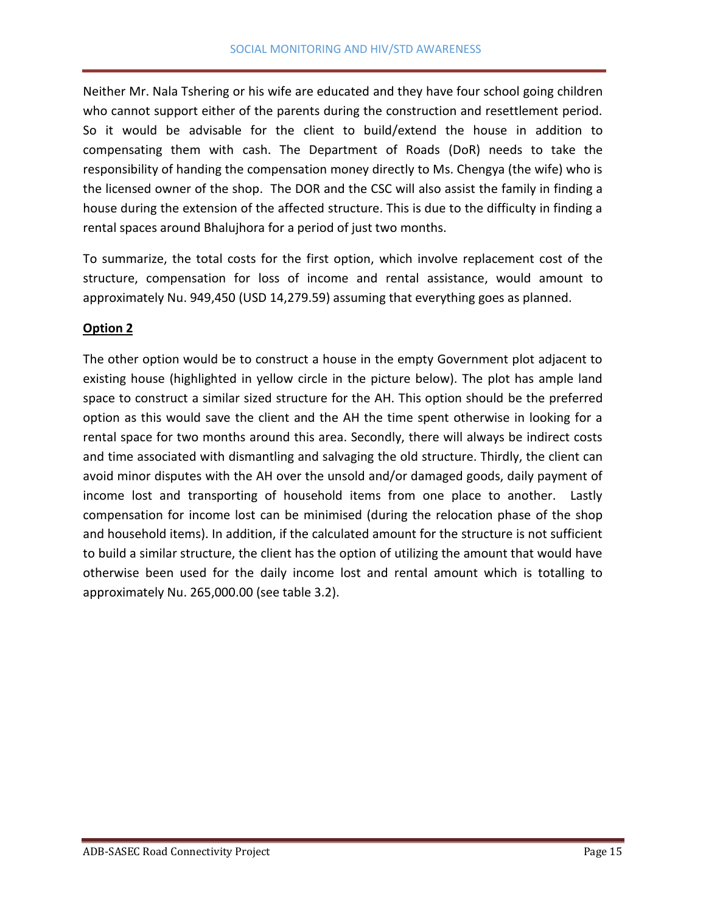Neither Mr. Nala Tshering or his wife are educated and they have four school going children who cannot support either of the parents during the construction and resettlement period. So it would be advisable for the client to build/extend the house in addition to compensating them with cash. The Department of Roads (DoR) needs to take the responsibility of handing the compensation money directly to Ms. Chengya (the wife) who is the licensed owner of the shop. The DOR and the CSC will also assist the family in finding a house during the extension of the affected structure. This is due to the difficulty in finding a rental spaces around Bhalujhora for a period of just two months.

To summarize, the total costs for the first option, which involve replacement cost of the structure, compensation for loss of income and rental assistance, would amount to approximately Nu. 949,450 (USD 14,279.59) assuming that everything goes as planned.

**Option 2**

The other option would be to construct a house in the empty Government plot adjacent to existing house (highlighted in yellow circle in the picture below). The plot has ample land space to construct a similar sized structure for the AH. This option should be the preferred option as this would save the client and the AH the time spent otherwise in looking for a rental space for two months around this area. Secondly, there will always be indirect costs and time associated with dismantling and salvaging the old structure. Thirdly, the client can avoid minor disputes with the AH over the unsold and/or damaged goods, daily payment of income lost and transporting of household items from one place to another. Lastly compensation for income lost can be minimised (during the relocation phase of the shop and household items). In addition, if the calculated amount for the structure is not sufficient to build a similar structure, the client has the option of utilizing the amount that would have otherwise been used for the daily income lost and rental amount which is totalling to approximately Nu. 265,000.00 (see table 3.2).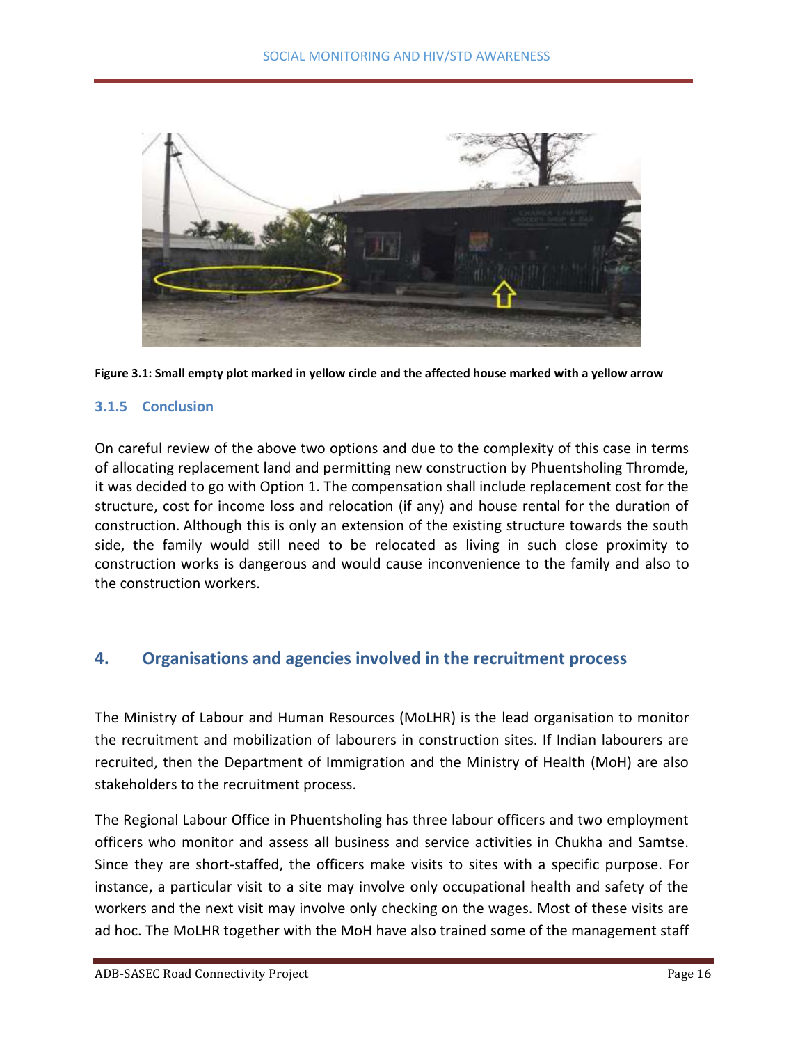Figure 3.1: Small empty plot marked in yellow circle and the affected house marked with a yellow arrow

### 3.1.5 Conclusion

On careful review of the above two options and due to the complexity of this case in terms of allocating replacement land and permitting new construction by Phuentsholing Thromde, it was decided to go with Option 1. The compensation shall include replacement cost for the structure, cost for income loss and relocation (if any) and house rental for the duration of construction. Although this is only an extension of the existing structure towards the south side, the family would still need to be relocated as living in such close proximity to construction works is dangerous and would cause inconvenience to the family and also to the construction workers.

## 4. Organisations and agencies involved in the recruitment process

The Ministry of Labour and Human Resources (MoLHR) is the lead organisation to monitor the recruitment and mobilization of labourers in construction sites. If Indian labourers are recruited, then the Department of Immigration and the Ministry of Health (MoH) are also stakeholders to the recruitment process.

The Regional Labour Office in Phuentsholing has three labour officers and two employment officers who monitor and assess all business and service activities in Chukha and Samtse. Since they are short-staffed, the officers make visits to sites with a specific purpose. For instance, a particular visit to a site may involve only occupational health and safety of the workers and the next visit may involve only checking on the wages. Most of these visits are ad hoc. The MoLHR together with the MoH have also trained some of the management staff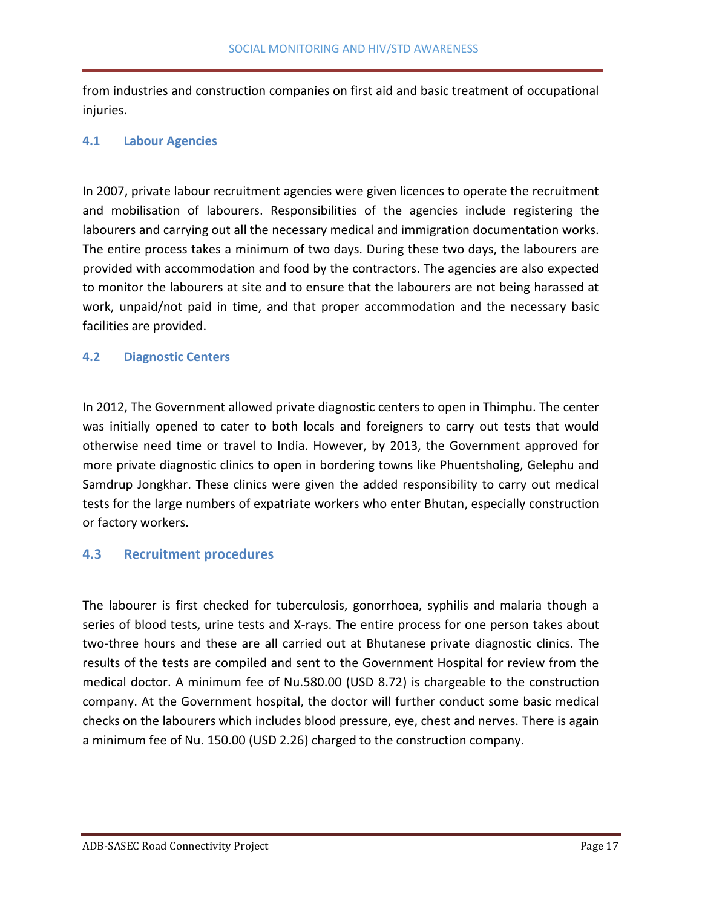from industries and construction companies on first aid and basic treatment of occupational injuries.

### 4.1 Labour Agencies

In 2007, private labour recruitment agencies were given licences to operate the recruitment and mobilisation of labourers. Responsibilities of the agencies include registering the labourers and carrying out all the necessary medical and immigration documentation works. The entire process takes a minimum of two days. During these two days, the labourers are provided with accommodation and food by the contractors. The agencies are also expected to monitor the labourers at site and to ensure that the labourers are not being harassed at work, unpaid/not paid in time, and that proper accommodation and the necessary basic facilities are provided.

### 4.2 Diagnostic Centers

In 2012, The Government allowed private diagnostic centers to open in Thimphu. The center was initially opened to cater to both locals and foreigners to carry out tests that would otherwise need time or travel to India. However, by 2013, the Government approved for more private diagnostic clinics to open in bordering towns like Phuentsholing, Gelephu and Samdrup Jongkhar. These clinics were given the added responsibility to carry out medical tests for the large numbers of expatriate workers who enter Bhutan, especially construction or factory workers.

### 4.3 Recruitment procedures

The labourer is first checked for tuberculosis, gonorrhoea, syphilis and malaria though a series of blood tests, urine tests and X-rays. The entire process for one person takes about two-three hours and these are all carried out at Bhutanese private diagnostic clinics. The results of the tests are compiled and sent to the Government Hospital for review from the medical doctor. A minimum fee of Nu.580.00 (USD 8.72) is chargeable to the construction company. At the Government hospital, the doctor will further conduct some basic medical checks on the labourers which includes blood pressure, eye, chest and nerves. There is again a minimum fee of Nu. 150.00 (USD 2.26) charged to the construction company.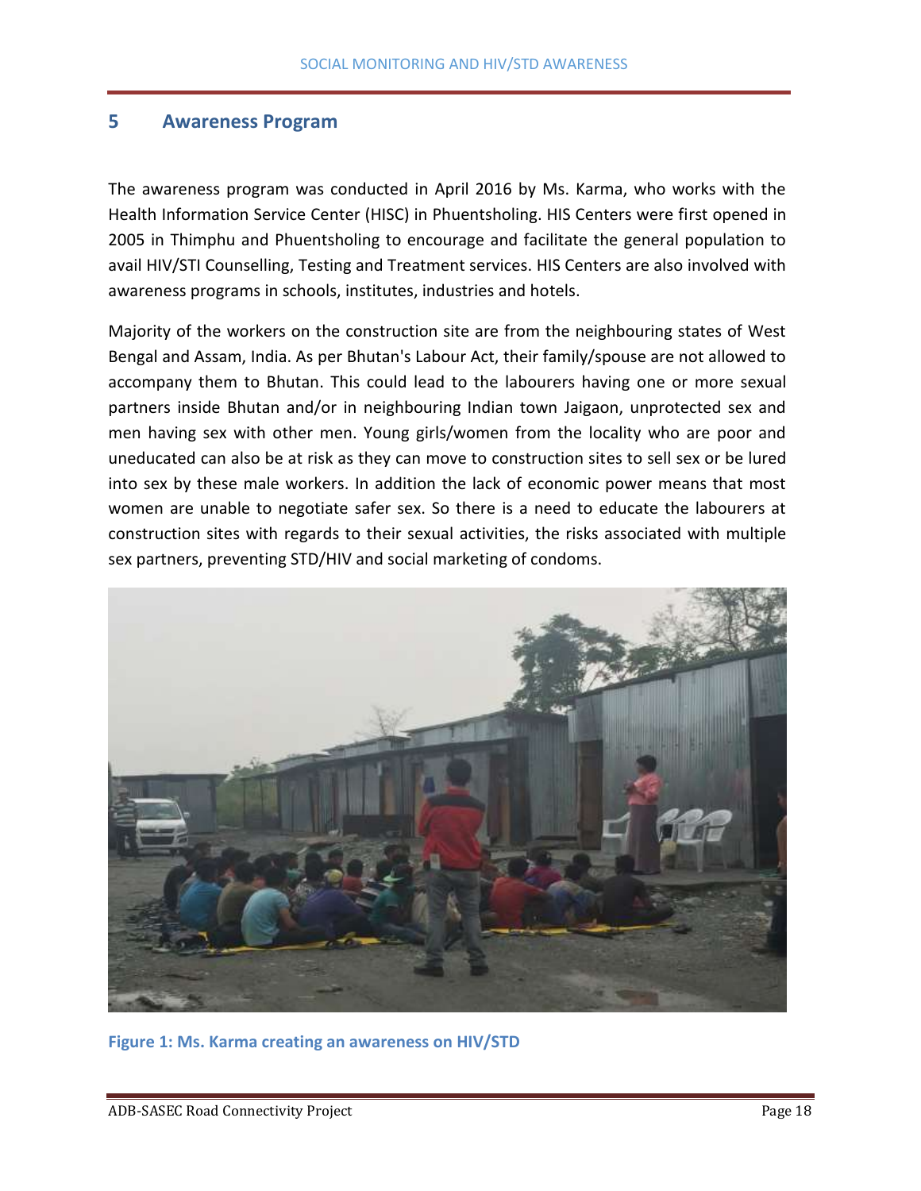## 5 Awareness Program

The awareness program was conducted in April 2016 by Ms. Karma, who works with the Health Information Service Center (HISC) in Phuentsholing. HIS Centers were first opened in 2005 in Thimphu and Phuentsholing to encourage and facilitate the general population to avail HIV/STI Counselling, Testing and Treatment services. HIS Centers are also involved with awareness programs in schools, institutes, industries and hotels.

Majority of the workers on the construction site are from the neighbouring states of West Bengal and Assam, India. As per Bhutan's Labour Act, their family/spouse are not allowed to accompany them to Bhutan. This could lead to the labourers having one or more sexual partners inside Bhutan and/or in neighbouring Indian town Jaigaon, unprotected sex and men having sex with other men. Young girls/women from the locality who are poor and uneducated can also be at risk as they can move to construction sites to sell sex or be lured into sex by these male workers. In addition the lack of economic power means that most women are unable to negotiate safer sex. So there is a need to educate the labourers at construction sites with regards to their sexual activities, the risks associated with multiple sex partners, preventing STD/HIV and social marketing of condoms.

**Figure 1: Ms. Karma creating an awareness on HIV/STD**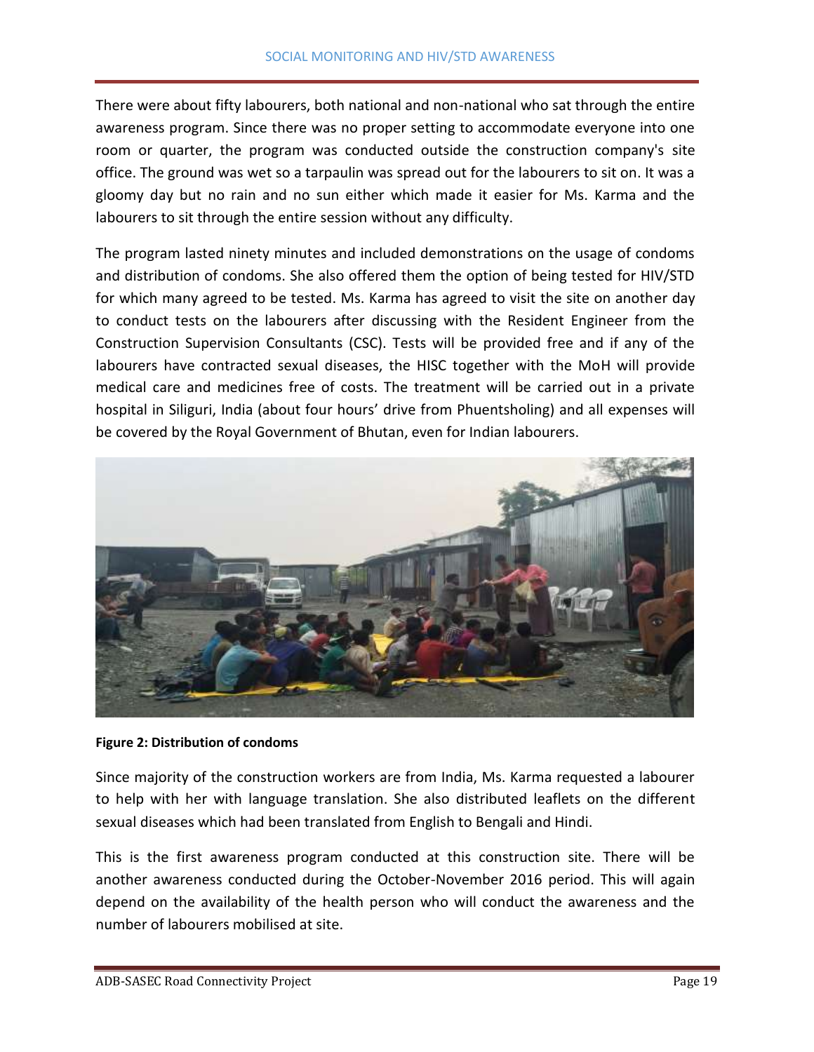There were about fifty labourers, both national and non-national who sat through the entire awareness program. Since there was no proper setting to accommodate everyone into one room or quarter, the program was conducted outside the construction company's site office. The ground was wet so a tarpaulin was spread out for the labourers to sit on. It was a gloomy day but no rain and no sun either which made it easier for Ms. Karma and the labourers to sit through the entire session without any difficulty.

The program lasted ninety minutes and included demonstrations on the usage of condoms and distribution of condoms. She also offered them the option of being tested for HIV/STD for which many agreed to be tested. Ms. Karma has agreed to visit the site on another day to conduct tests on the labourers after discussing with the Resident Engineer from the Construction Supervision Consultants (CSC). Tests will be provided free and if any of the labourers have contracted sexual diseases, the HISC together with the MoH will provide medical care and medicines free of costs. The treatment will be carried out in a private hospital in Siliguri, India (about four hours' drive from Phuentsholing) and all expenses will be covered by the Royal Government of Bhutan, even for Indian labourers.

**Figure 2: Distribution of condoms**

Since majority of the construction workers are from India, Ms. Karma requested a labourer to help with her with language translation. She also distributed leaflets on the different sexual diseases which had been translated from English to Bengali and Hindi.

This is the first awareness program conducted at this construction site. There will be another awareness conducted during the October-November 2016 period. This will again depend on the availability of the health person who will conduct the awareness and the number of labourers mobilised at site.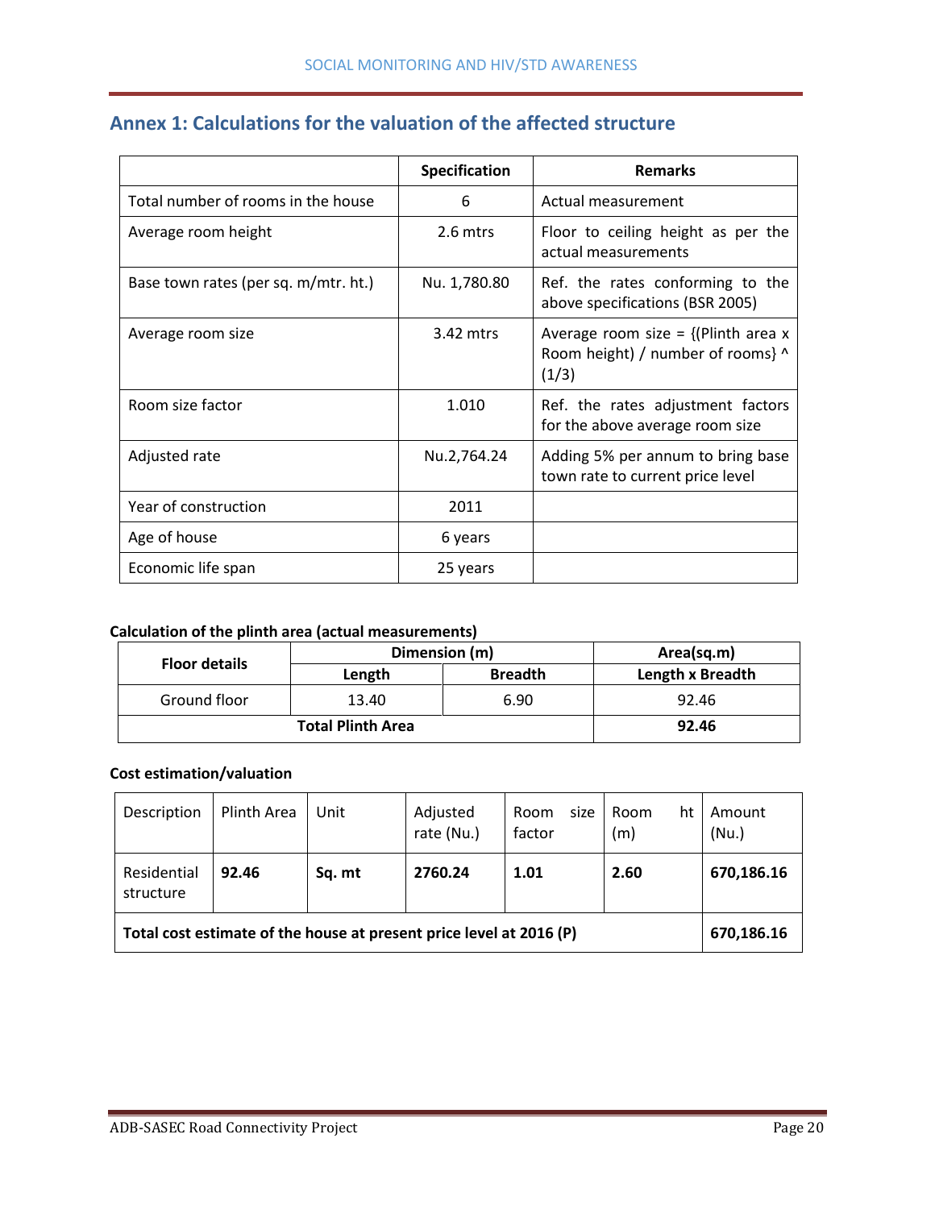## Annex 1: Calculations for the valuation of the affected structure

| | Specification | Remarks |
|---|---|---|
| Total number of rooms in the house | 6 | Actual measurement |
| Average room height | 2.6 mtrs | Floor to ceiling height as per the actual measurements |
| Base town rates (per sq. m/mtr. ht.) | Nu. 1,780.80 | Ref. the rates conforming to the above specifications (BSR 2005) |
| Average room size | 3.42 mtrs | Average room size = {(Plinth area x Room height) / number of rooms} ^ (1/3) |
| Room size factor | 1.010 | Ref. the rates adjustment factors for the above average room size |
| Adjusted rate | Nu.2,764.24 | Adding 5% per annum to bring base town rate to current price level |
| Year of construction | 2011 | |
| Age of house | 6 years | |
| Economic life span | 25 years | |

**Calculation of the plinth area (actual measurements)**

| Floor details | Dimension (m) | | Area(sq.m) |
|---|---|---|---|
| | Length | Breadth | Length x Breadth |
| Ground floor | 13.40 | 6.90 | 92.46 |
| Total Plinth Area | | | **92.46** |

**Cost estimation/valuation**

| Description | Plinth Area | Unit | Adjusted rate (Nu.) | Room size factor | Room ht (m) | Amount (Nu.) |
|---|---|---|---|---|---|---|
| Residential structure | **92.46** | **Sq. mt** | **2760.24** | **1.01** | **2.60** | **670,186.16** |
| **Total cost estimate of the house at present price level at 2016 (P)** | | | | | | **670,186.16** |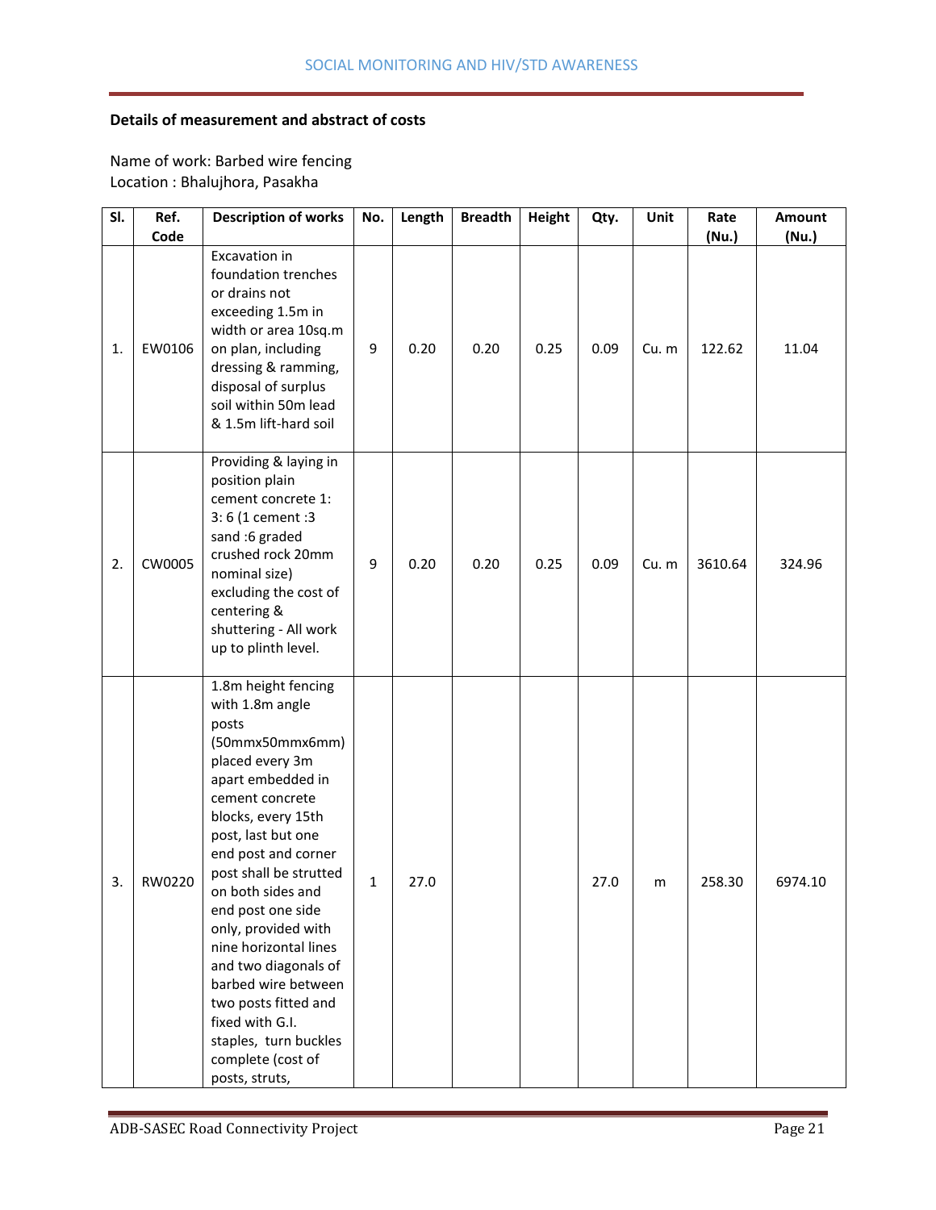**Details of measurement and abstract of costs**

Name of work: Barbed wire fencing
Location : Bhalujhora, Pasakha

| Sl. | Ref. Code | Description of works | No. | Length | Breadth | Height | Qty. | Unit | Rate (Nu.) | Amount (Nu.) |
|---|---|---|---|---|---|---|---|---|---|---|
| 1. | EW0106 | Excavation in foundation trenches or drains not exceeding 1.5m in width or area 10sq.m on plan, including dressing & ramming, disposal of surplus soil within 50m lead & 1.5m lift-hard soil | 9 | 0.20 | 0.20 | 0.25 | 0.09 | Cu. m | 122.62 | 11.04 |
| 2. | CW0005 | Providing & laying in position plain cement concrete 1: 3: 6 (1 cement :3 sand :6 graded crushed rock 20mm nominal size) excluding the cost of centering & shuttering - All work up to plinth level. | 9 | 0.20 | 0.20 | 0.25 | 0.09 | Cu. m | 3610.64 | 324.96 |
| 3. | RW0220 | 1.8m height fencing with 1.8m angle posts (50mmx50mmx6mm) placed every 3m apart embedded in cement concrete blocks, every 15th post, last but one end post and corner post shall be strutted on both sides and end post one side only, provided with nine horizontal lines and two diagonals of barbed wire between two posts fitted and fixed with G.I. staples, turn buckles complete (cost of posts, struts, | 1 | 27.0 | | | 27.0 | m | 258.30 | 6974.10 |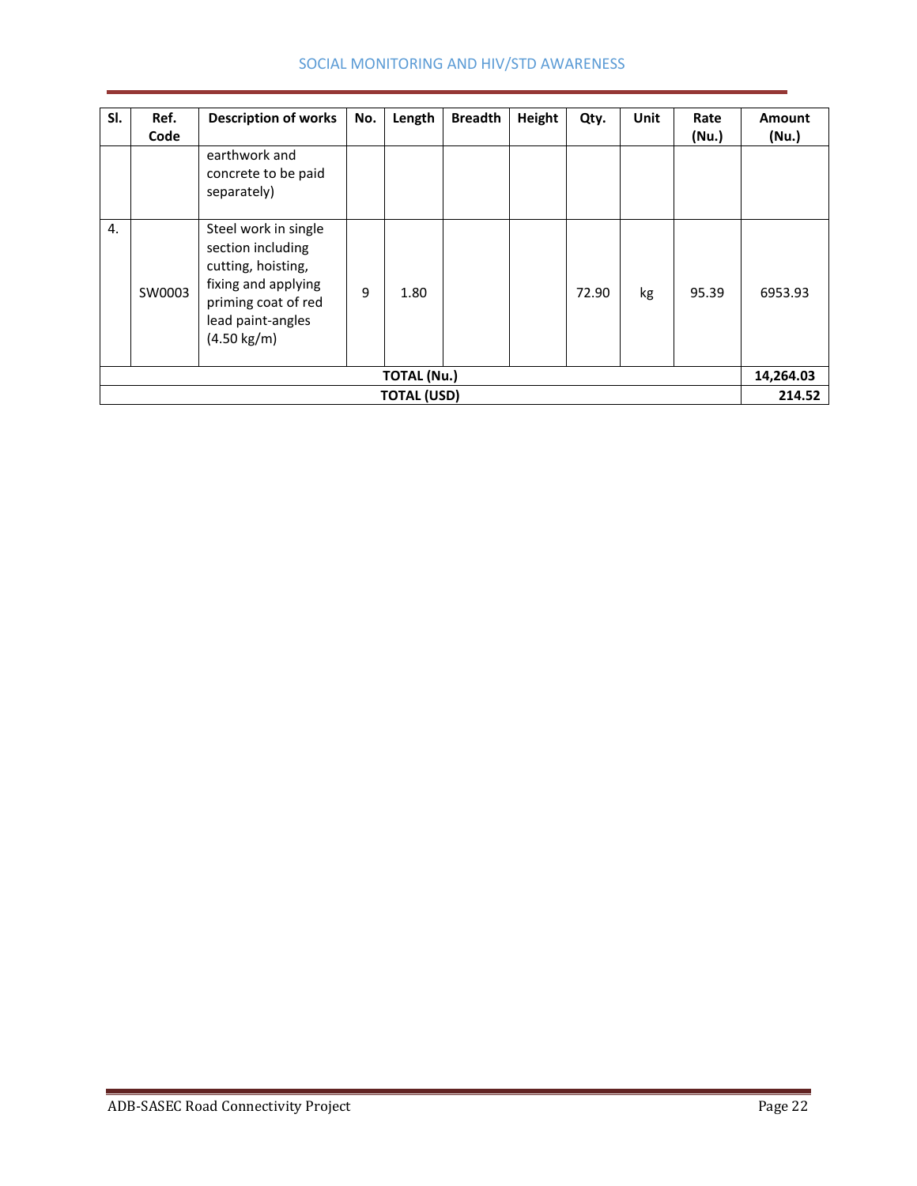| Sl. | Ref. Code | Description of works | No. | Length | Breadth | Height | Qty. | Unit | Rate (Nu.) | Amount (Nu.) |
|---|---|---|---|---|---|---|---|---|---|---|
| | | earthwork and concrete to be paid separately) | | | | | | | | |
| 4. | SW0003 | Steel work in single section including cutting, hoisting, fixing and applying priming coat of red lead paint-angles (4.50 kg/m) | 9 | 1.80 | | | 72.90 | kg | 95.39 | 6953.93 |
| **TOTAL (Nu.)** | | | | | | | | | | **14,264.03** |
| **TOTAL (USD)** | | | | | | | | | | **214.52** |